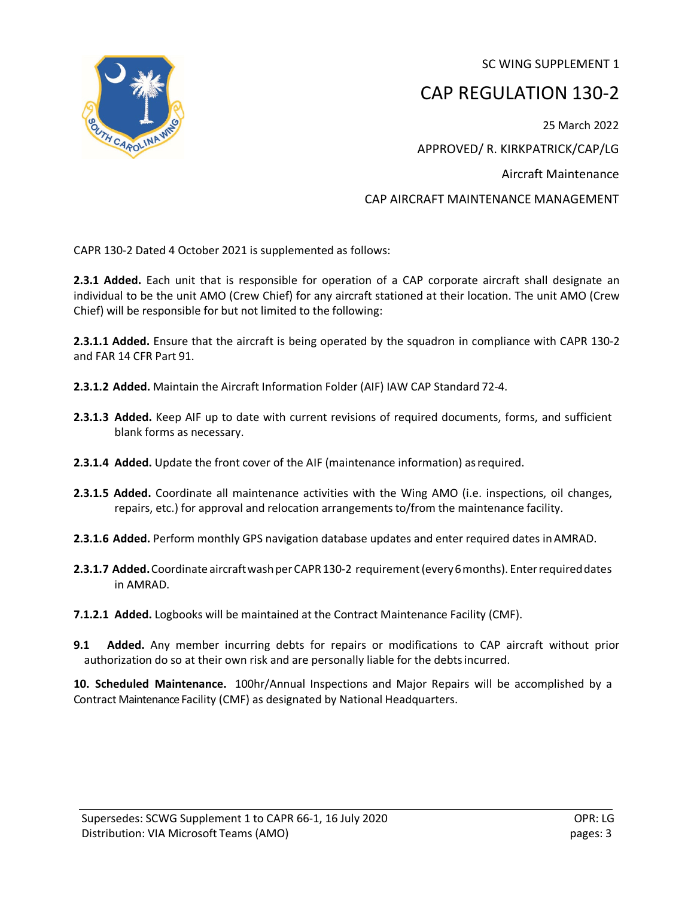SC WING SUPPLEMENT 1

# CAP REGULATION 130-2

25 March 2022

APPROVED/ R. KIRKPATRICK/CAP/LG

Aircraft Maintenance

CAP AIRCRAFT MAINTENANCE MANAGEMENT

CAPR 130-2 Dated 4 October 2021 is supplemented as follows:

**2.3.1 Added.** Each unit that is responsible for operation of a CAP corporate aircraft shall designate an individual to be the unit AMO (Crew Chief) for any aircraft stationed at their location. The unit AMO (Crew Chief) will be responsible for but not limited to the following:

**2.3.1.1 Added.** Ensure that the aircraft is being operated by the squadron in compliance with CAPR 130-2 and FAR 14 CFR Part 91.

**2.3.1.2 Added.** Maintain the Aircraft Information Folder (AIF) IAW CAP Standard 72-4.

**2.3.1.3 Added.** Keep AIF up to date with current revisions of required documents, forms, and sufficient blank forms as necessary.

**2.3.1.4 Added.** Update the front cover of the AIF (maintenance information) as required.

**2.3.1.5 Added.** Coordinate all maintenance activities with the Wing AMO (i.e. inspections, oil changes, repairs, etc.) for approval and relocation arrangements to/from the maintenance facility.

**2.3.1.6 Added.** Perform monthly GPS navigation database updates and enter required dates in AMRAD.

**2.3.1.7 Added.** Coordinate aircraft wash per CAPR 130-2 requirement (every 6 months). Enter required dates in AMRAD.

**7.1.2.1 Added.** Logbooks will be maintained at the Contract Maintenance Facility (CMF).

**9.1 Added.** Any member incurring debts for repairs or modifications to CAP aircraft without prior authorization do so at their own risk and are personally liable for the debts incurred.

**10. Scheduled Maintenance.** 100hr/Annual Inspections and Major Repairs will be accomplished by a Contract Maintenance Facility (CMF) as designated by National Headquarters.

Supersedes: SCWG Supplement 1 to CAPR 66-1, 16 July 2020
Distribution: VIA Microsoft Teams (AMO)

OPR: LG
pages: 3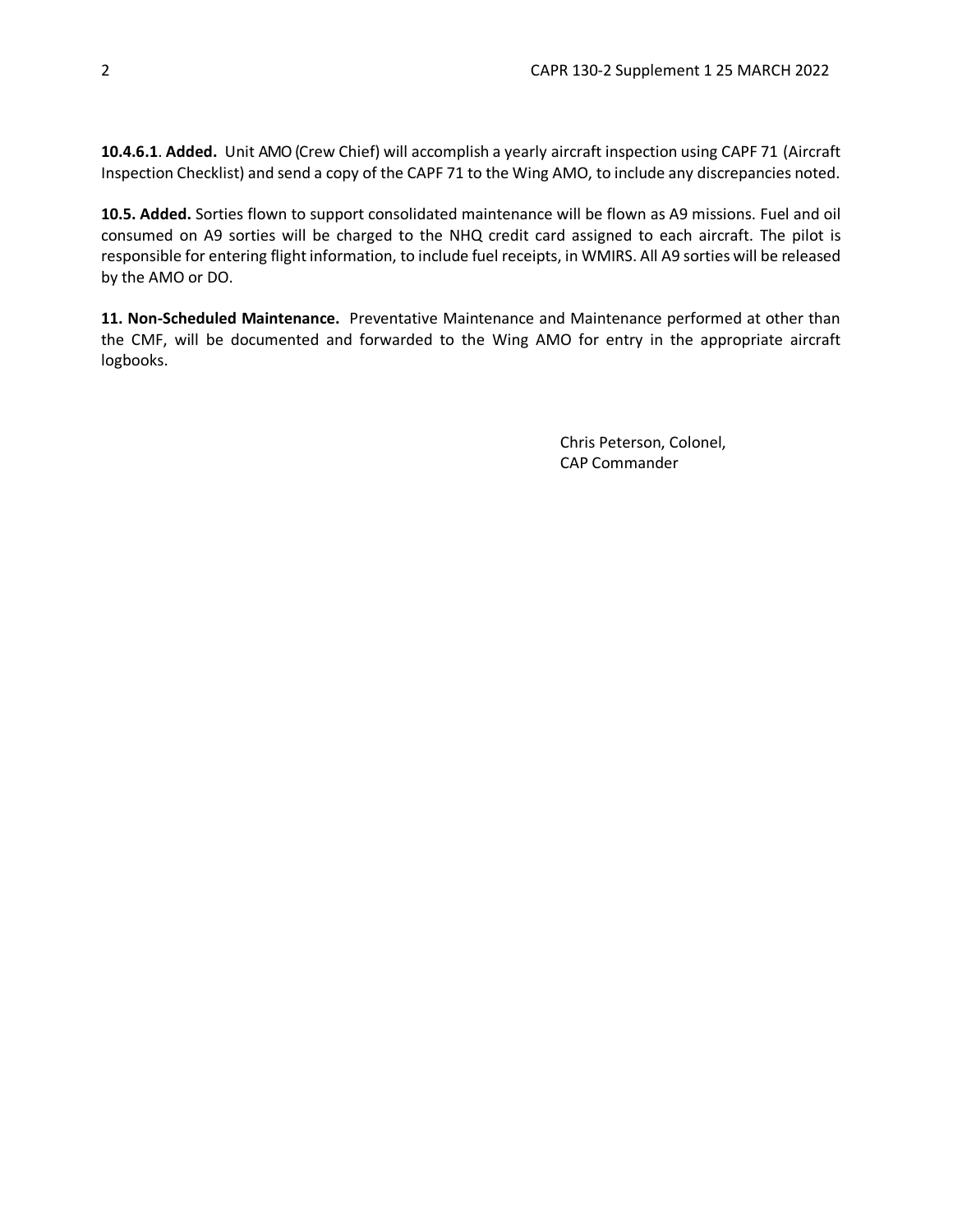**10.4.6.1**. **Added.** Unit AMO (Crew Chief) will accomplish a yearly aircraft inspection using CAPF 71 (Aircraft Inspection Checklist) and send a copy of the CAPF 71 to the Wing AMO, to include any discrepancies noted.

**10.5. Added.** Sorties flown to support consolidated maintenance will be flown as A9 missions. Fuel and oil consumed on A9 sorties will be charged to the NHQ credit card assigned to each aircraft. The pilot is responsible for entering flight information, to include fuel receipts, in WMIRS. All A9 sorties will be released by the AMO or DO.

**11. Non-Scheduled Maintenance.** Preventative Maintenance and Maintenance performed at other than the CMF, will be documented and forwarded to the Wing AMO for entry in the appropriate aircraft logbooks.

Chris Peterson, Colonel,
CAP Commander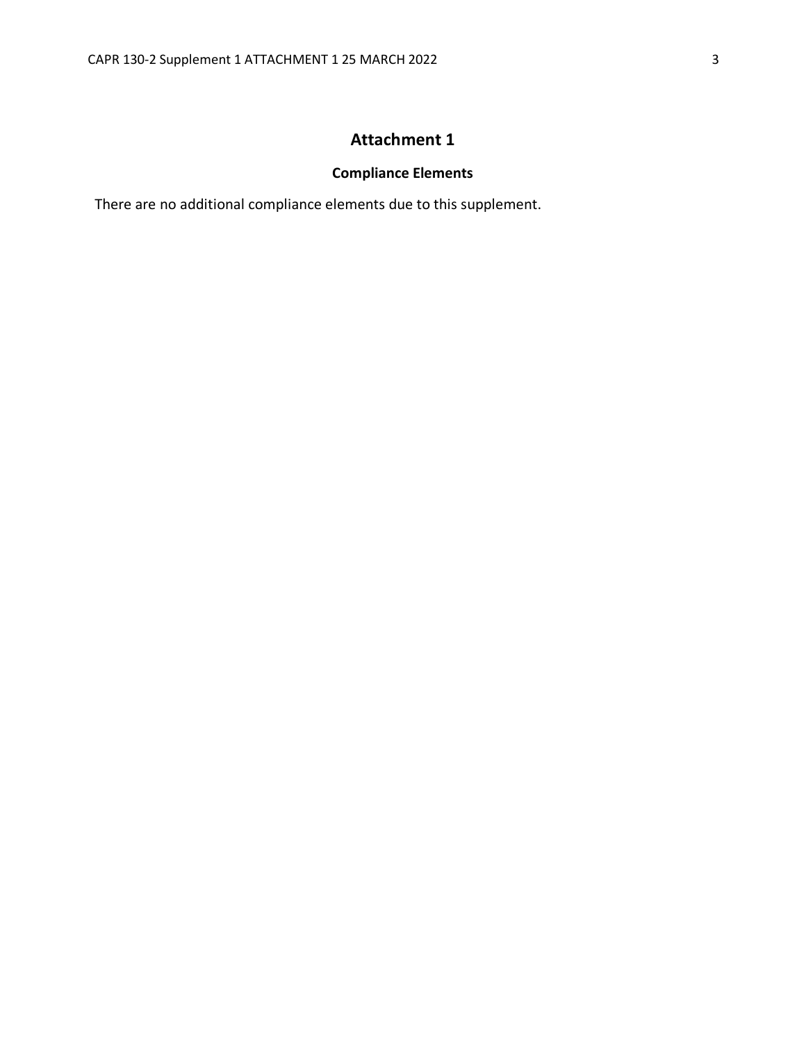# Attachment 1

## Compliance Elements

There are no additional compliance elements due to this supplement.